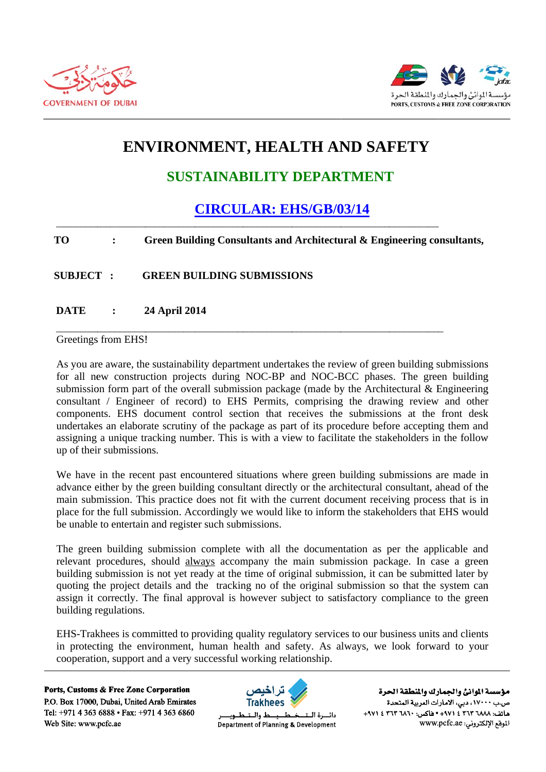GOVERNMENT OF DUBAI

PORTS, CUSTOMS & FREE ZONE CORPORATION

# ENVIRONMENT, HEALTH AND SAFETY

## SUSTAINABILITY DEPARTMENT

## CIRCULAR: EHS/GB/03/14

**TO** : **Green Building Consultants and Architectural & Engineering consultants,**

**SUBJECT** : **GREEN BUILDING SUBMISSIONS**

**DATE** : **24 April 2014**

Greetings from EHS!

As you are aware, the sustainability department undertakes the review of green building submissions for all new construction projects during NOC-BP and NOC-BCC phases. The green building submission form part of the overall submission package (made by the Architectural & Engineering consultant / Engineer of record) to EHS Permits, comprising the drawing review and other components. EHS document control section that receives the submissions at the front desk undertakes an elaborate scrutiny of the package as part of its procedure before accepting them and assigning a unique tracking number. This is with a view to facilitate the stakeholders in the follow up of their submissions.

We have in the recent past encountered situations where green building submissions are made in advance either by the green building consultant directly or the architectural consultant, ahead of the main submission. This practice does not fit with the current document receiving process that is in place for the full submission. Accordingly we would like to inform the stakeholders that EHS would be unable to entertain and register such submissions.

The green building submission complete with all the documentation as per the applicable and relevant procedures, should <u>always</u> accompany the main submission package. In case a green building submission is not yet ready at the time of original submission, it can be submitted later by quoting the project details and the tracking no of the original submission so that the system can assign it correctly. The final approval is however subject to satisfactory compliance to the green building regulations.

EHS-Trakhees is committed to providing quality regulatory services to our business units and clients in protecting the environment, human health and safety. As always, we look forward to your cooperation, support and a very successful working relationship.

**Ports, Customs & Free Zone Corporation**
P.O. Box 17000, Dubai, United Arab Emirates
Tel: +971 4 363 6888 • Fax: +971 4 363 6860
Web Site: www.pcfc.ae

تراخيص Trakhees
دائـرة الـتـخـطـيـط والـتـطـويـر
Department of Planning & Development

**مؤسسة الموانئ والجمارك والمنطقة الحرة**
ص.ب ١٧٠٠٠، دبي، الامارات العربية المتحدة
هاتف: ٦٨٨٨ ٣٦٣ ٤ ٩٧١+ • فاكس: ٦٨٦٠ ٣٦٣ ٤ ٩٧١+
الموقع الإلكتروني: www.pcfc.ae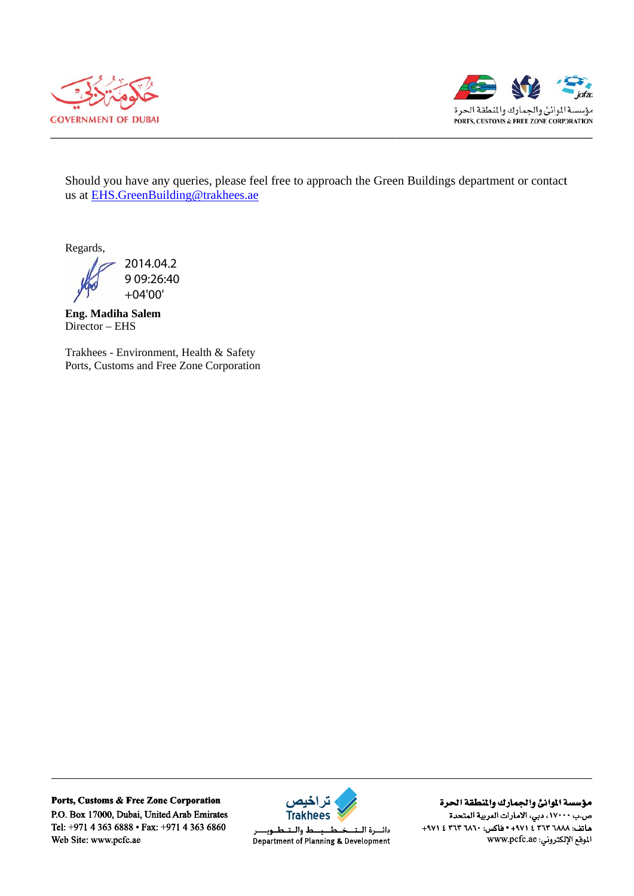Should you have any queries, please feel free to approach the Green Buildings department or contact us at EHS.GreenBuilding@trakhees.ae

Regards,

2014.04.2
9 09:26:40
+04'00'

**Eng. Madiha Salem**
Director – EHS

Trakhees - Environment, Health & Safety
Ports, Customs and Free Zone Corporation